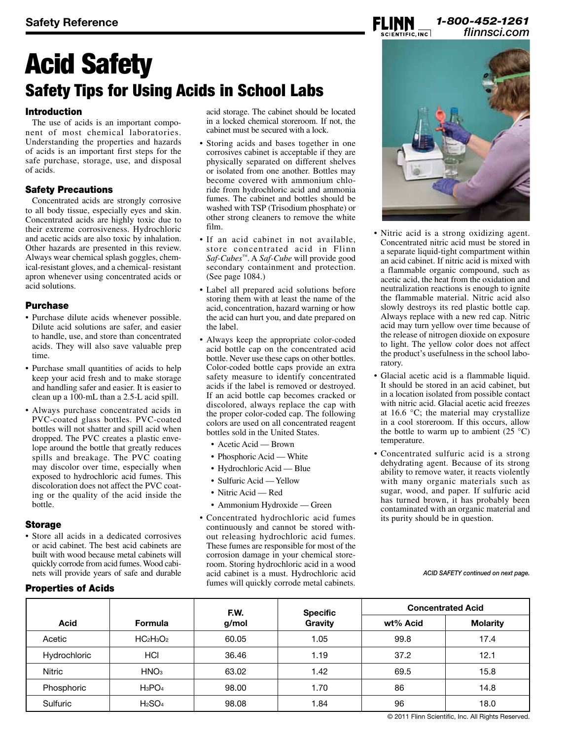Safety Reference

# Acid Safety

## Safety Tips for Using Acids in School Labs

### Introduction

The use of acids is an important component of most chemical laboratories. Understanding the properties and hazards of acids is an important first steps for the safe purchase, storage, use, and disposal of acids.

### Safety Precautions

Concentrated acids are strongly corrosive to all body tissue, especially eyes and skin. Concentrated acids are highly toxic due to their extreme corrosiveness. Hydrochloric and acetic acids are also toxic by inhalation. Other hazards are presented in this review. Always wear chemical splash goggles, chemical-resistant gloves, and a chemical- resistant apron whenever using concentrated acids or acid solutions.

### Purchase

- Purchase dilute acids whenever possible. Dilute acid solutions are safer, and easier to handle, use, and store than concentrated acids. They will also save valuable prep time.
- Purchase small quantities of acids to help keep your acid fresh and to make storage and handling safer and easier. It is easier to clean up a 100-mL than a 2.5-L acid spill.
- Always purchase concentrated acids in PVC-coated glass bottles. PVC-coated bottles will not shatter and spill acid when dropped. The PVC creates a plastic envelope around the bottle that greatly reduces spills and breakage. The PVC coating may discolor over time, especially when exposed to hydrochloric acid fumes. This discoloration does not affect the PVC coating or the quality of the acid inside the bottle.

### Storage

- Store all acids in a dedicated corrosives or acid cabinet. The best acid cabinets are built with wood because metal cabinets will quickly corrode from acid fumes. Wood cabinets will provide years of safe and durable acid storage. The cabinet should be located in a locked chemical storeroom. If not, the cabinet must be secured with a lock.
- Storing acids and bases together in one corrosives cabinet is acceptable if they are physically separated on different shelves or isolated from one another. Bottles may become covered with ammonium chloride from hydrochloric acid and ammonia fumes. The cabinet and bottles should be washed with TSP (Trisodium phosphate) or other strong cleaners to remove the white film.
- If an acid cabinet in not available, store concentrated acid in Flinn *Saf-Cubes*™. A *Saf-Cube* will provide good secondary containment and protection. (See page 1084.)
- Label all prepared acid solutions before storing them with at least the name of the acid, concentration, hazard warning or how the acid can hurt you, and date prepared on the label.
- Always keep the appropriate color-coded acid bottle cap on the concentrated acid bottle. Never use these caps on other bottles. Color-coded bottle caps provide an extra safety measure to identify concentrated acids if the label is removed or destroyed. If an acid bottle cap becomes cracked or discolored, always replace the cap with the proper color-coded cap. The following colors are used on all concentrated reagent bottles sold in the United States.
  - Acetic Acid — Brown
  - Phosphoric Acid — White
  - Hydrochloric Acid — Blue
  - Sulfuric Acid — Yellow
  - Nitric Acid — Red
  - Ammonium Hydroxide — Green
- Concentrated hydrochloric acid fumes continuously and cannot be stored without releasing hydrochloric acid fumes. These fumes are responsible for most of the corrosion damage in your chemical storeroom. Storing hydrochloric acid in a wood acid cabinet is a must. Hydrochloric acid fumes will quickly corrode metal cabinets.
- Nitric acid is a strong oxidizing agent. Concentrated nitric acid must be stored in a separate liquid-tight compartment within an acid cabinet. If nitric acid is mixed with a flammable organic compound, such as acetic acid, the heat from the oxidation and neutralization reactions is enough to ignite the flammable material. Nitric acid also slowly destroys its red plastic bottle cap. Always replace with a new red cap. Nitric acid may turn yellow over time because of the release of nitrogen dioxide on exposure to light. The yellow color does not affect the product's usefulness in the school laboratory.
- Glacial acetic acid is a flammable liquid. It should be stored in an acid cabinet, but in a location isolated from possible contact with nitric acid. Glacial acetic acid freezes at 16.6 °C; the material may crystallize in a cool storeroom. If this occurs, allow the bottle to warm up to ambient (25 °C) temperature.
- Concentrated sulfuric acid is a strong dehydrating agent. Because of its strong ability to remove water, it reacts violently with many organic materials such as sugar, wood, and paper. If sulfuric acid has turned brown, it has probably been contaminated with an organic material and its purity should be in question.

*ACID SAFETY continued on next page.*

### Properties of Acids

| Acid | Formula | F.W. g/mol | Specific Gravity | Concentrated Acid | |
|---|---|---|---|---|---|
| | | | | wt% Acid | Molarity |
| Acetic | $HC_2H_3O_2$ | 60.05 | 1.05 | 99.8 | 17.4 |
| Hydrochloric | $HCl$ | 36.46 | 1.19 | 37.2 | 12.1 |
| Nitric | $HNO_3$ | 63.02 | 1.42 | 69.5 | 15.8 |
| Phosphoric | $H_3PO_4$ | 98.00 | 1.70 | 86 | 14.8 |
| Sulfuric | $H_2SO_4$ | 98.08 | 1.84 | 96 | 18.0 |

© 2011 Flinn Scientific, Inc. All Rights Reserved.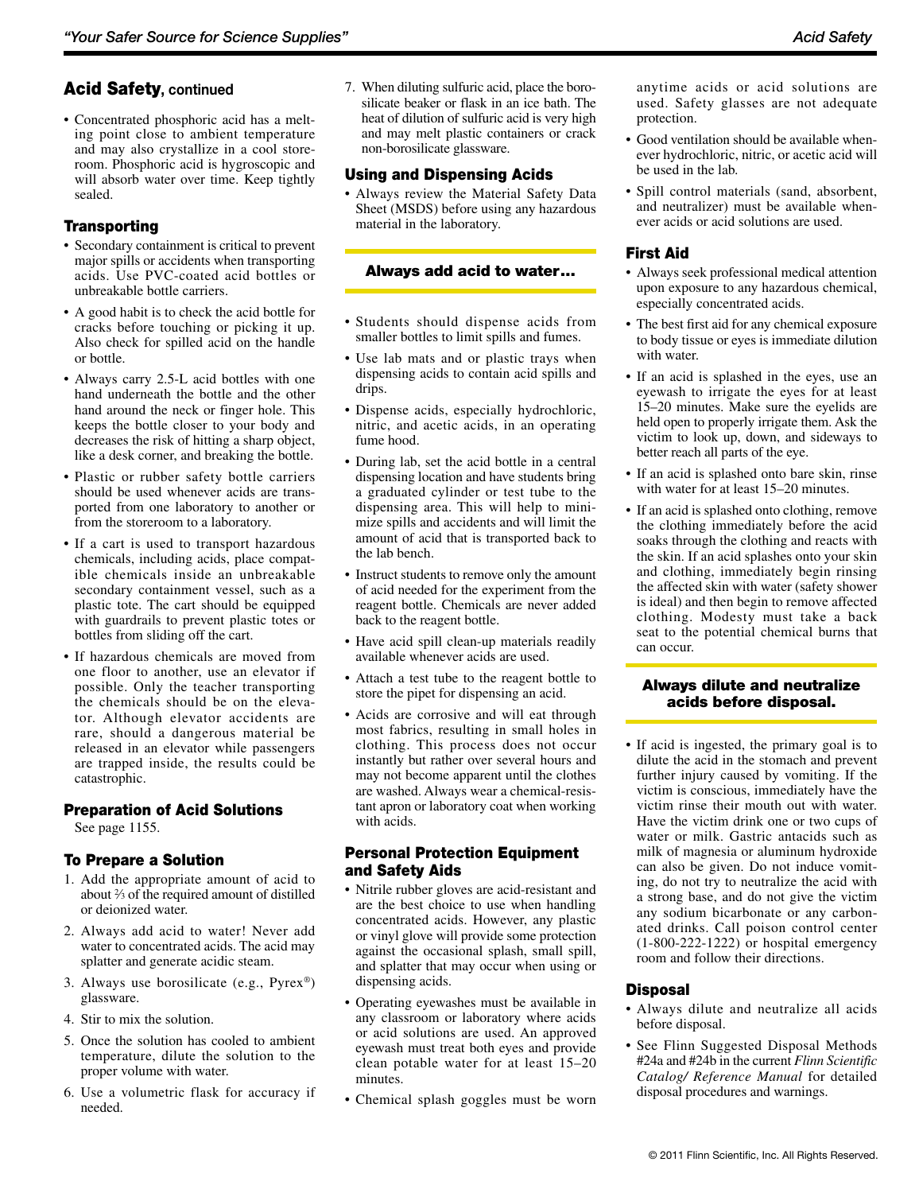## Acid Safety, continued

- Concentrated phosphoric acid has a melting point close to ambient temperature and may also crystallize in a cool storeroom. Phosphoric acid is hygroscopic and will absorb water over time. Keep tightly sealed.

### Transporting

- Secondary containment is critical to prevent major spills or accidents when transporting acids. Use PVC-coated acid bottles or unbreakable bottle carriers.
- A good habit is to check the acid bottle for cracks before touching or picking it up. Also check for spilled acid on the handle or bottle.
- Always carry 2.5-L acid bottles with one hand underneath the bottle and the other hand around the neck or finger hole. This keeps the bottle closer to your body and decreases the risk of hitting a sharp object, like a desk corner, and breaking the bottle.
- Plastic or rubber safety bottle carriers should be used whenever acids are transported from one laboratory to another or from the storeroom to a laboratory.
- If a cart is used to transport hazardous chemicals, including acids, place compatible chemicals inside an unbreakable secondary containment vessel, such as a plastic tote. The cart should be equipped with guardrails to prevent plastic totes or bottles from sliding off the cart.
- If hazardous chemicals are moved from one floor to another, use an elevator if possible. Only the teacher transporting the chemicals should be on the elevator. Although elevator accidents are rare, should a dangerous material be released in an elevator while passengers are trapped inside, the results could be catastrophic.

### Preparation of Acid Solutions

See page 1155.

### To Prepare a Solution

1. Add the appropriate amount of acid to about ⅔ of the required amount of distilled or deionized water.
2. Always add acid to water! Never add water to concentrated acids. The acid may splatter and generate acidic steam.
3. Always use borosilicate (e.g., Pyrex®) glassware.
4. Stir to mix the solution.
5. Once the solution has cooled to ambient temperature, dilute the solution to the proper volume with water.
6. Use a volumetric flask for accuracy if needed.
7. When diluting sulfuric acid, place the borosilicate beaker or flask in an ice bath. The heat of dilution of sulfuric acid is very high and may melt plastic containers or crack non-borosilicate glassware.

### Using and Dispensing Acids

- Always review the Material Safety Data Sheet (MSDS) before using any hazardous material in the laboratory.

**Always add acid to water…**

- Students should dispense acids from smaller bottles to limit spills and fumes.
- Use lab mats and or plastic trays when dispensing acids to contain acid spills and drips.
- Dispense acids, especially hydrochloric, nitric, and acetic acids, in an operating fume hood.
- During lab, set the acid bottle in a central dispensing location and have students bring a graduated cylinder or test tube to the dispensing area. This will help to minimize spills and accidents and will limit the amount of acid that is transported back to the lab bench.
- Instruct students to remove only the amount of acid needed for the experiment from the reagent bottle. Chemicals are never added back to the reagent bottle.
- Have acid spill clean-up materials readily available whenever acids are used.
- Attach a test tube to the reagent bottle to store the pipet for dispensing an acid.
- Acids are corrosive and will eat through most fabrics, resulting in small holes in clothing. This process does not occur instantly but rather over several hours and may not become apparent until the clothes are washed. Always wear a chemical-resistant apron or laboratory coat when working with acids.

### Personal Protection Equipment and Safety Aids

- Nitrile rubber gloves are acid-resistant and are the best choice to use when handling concentrated acids. However, any plastic or vinyl glove will provide some protection against the occasional splash, small spill, and splatter that may occur when using or dispensing acids.
- Operating eyewashes must be available in any classroom or laboratory where acids or acid solutions are used. An approved eyewash must treat both eyes and provide clean potable water for at least 15–20 minutes.
- Chemical splash goggles must be worn anytime acids or acid solutions are used. Safety glasses are not adequate protection.
- Good ventilation should be available whenever hydrochloric, nitric, or acetic acid will be used in the lab.
- Spill control materials (sand, absorbent, and neutralizer) must be available whenever acids or acid solutions are used.

### First Aid

- Always seek professional medical attention upon exposure to any hazardous chemical, especially concentrated acids.
- The best first aid for any chemical exposure to body tissue or eyes is immediate dilution with water.
- If an acid is splashed in the eyes, use an eyewash to irrigate the eyes for at least 15–20 minutes. Make sure the eyelids are held open to properly irrigate them. Ask the victim to look up, down, and sideways to better reach all parts of the eye.
- If an acid is splashed onto bare skin, rinse with water for at least 15–20 minutes.
- If an acid is splashed onto clothing, remove the clothing immediately before the acid soaks through the clothing and reacts with the skin. If an acid splashes onto your skin and clothing, immediately begin rinsing the affected skin with water (safety shower is ideal) and then begin to remove affected clothing. Modesty must take a back seat to the potential chemical burns that can occur.

**Always dilute and neutralize acids before disposal.**

- If acid is ingested, the primary goal is to dilute the acid in the stomach and prevent further injury caused by vomiting. If the victim is conscious, immediately have the victim rinse their mouth out with water. Have the victim drink one or two cups of water or milk. Gastric antacids such as milk of magnesia or aluminum hydroxide can also be given. Do not induce vomiting, do not try to neutralize the acid with a strong base, and do not give the victim any sodium bicarbonate or any carbonated drinks. Call poison control center (1-800-222-1222) or hospital emergency room and follow their directions.

### Disposal

- Always dilute and neutralize all acids before disposal.
- See Flinn Suggested Disposal Methods #24a and #24b in the current *Flinn Scientific Catalog/ Reference Manual* for detailed disposal procedures and warnings.